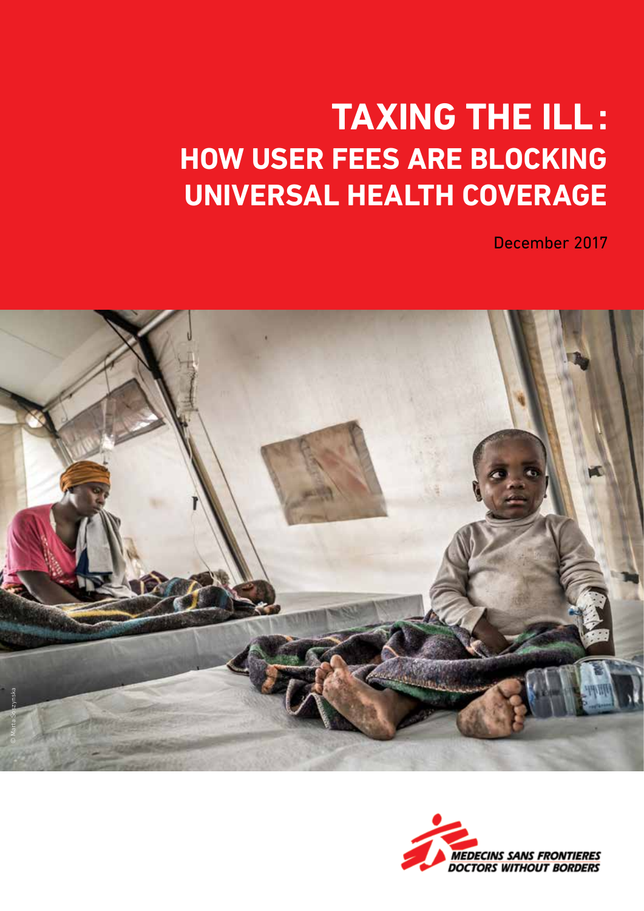# TAXING THE ILL: HOW USER FEES ARE BLOCKING UNIVERSAL HEALTH COVERAGE

December 2017

© Marta Soszynska

MEDECINS SANS FRONTIERES
DOCTORS WITHOUT BORDERS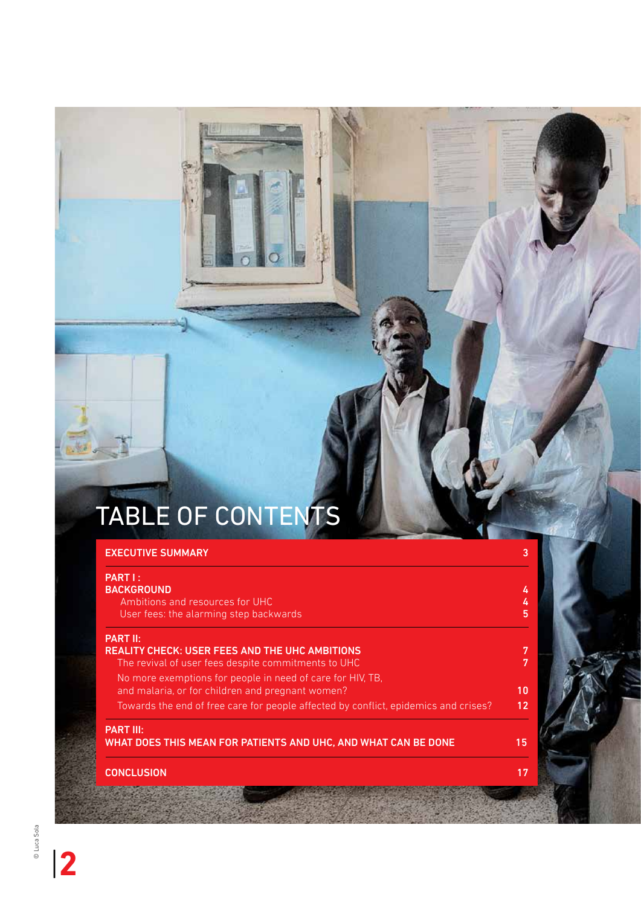# TABLE OF CONTENTS

| | |
|---|---|
| **EXECUTIVE SUMMARY** | **3** |
| **PART I : BACKGROUND** | **4** |
| Ambitions and resources for UHC | 4 |
| User fees: the alarming step backwards | 5 |
| **PART II: REALITY CHECK: USER FEES AND THE UHC AMBITIONS** | **7** |
| The revival of user fees despite commitments to UHC | 7 |
| No more exemptions for people in need of care for HIV, TB, and malaria, or for children and pregnant women? | 10 |
| Towards the end of free care for people affected by conflict, epidemics and crises? | 12 |
| **PART III: WHAT DOES THIS MEAN FOR PATIENTS AND UHC, AND WHAT CAN BE DONE** | **15** |
| **CONCLUSION** | **17** |

© Luca Sola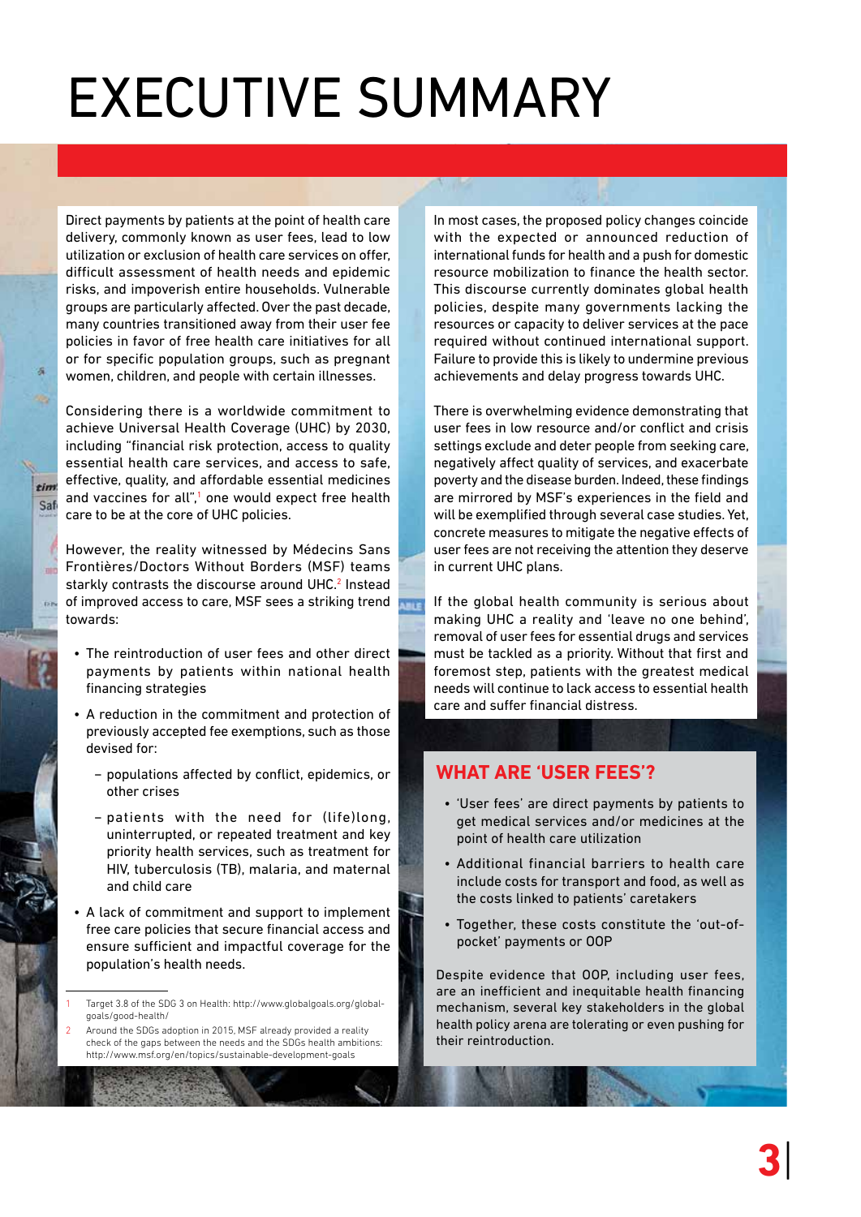# EXECUTIVE SUMMARY

Direct payments by patients at the point of health care delivery, commonly known as user fees, lead to low utilization or exclusion of health care services on offer, difficult assessment of health needs and epidemic risks, and impoverish entire households. Vulnerable groups are particularly affected. Over the past decade, many countries transitioned away from their user fee policies in favor of free health care initiatives for all or for specific population groups, such as pregnant women, children, and people with certain illnesses.

Considering there is a worldwide commitment to achieve Universal Health Coverage (UHC) by 2030, including "financial risk protection, access to quality essential health care services, and access to safe, effective, quality, and affordable essential medicines and vaccines for all",[1] one would expect free health care to be at the core of UHC policies.

However, the reality witnessed by Médecins Sans Frontières/Doctors Without Borders (MSF) teams starkly contrasts the discourse around UHC.[2] Instead of improved access to care, MSF sees a striking trend towards:

- The reintroduction of user fees and other direct payments by patients within national health financing strategies
- A reduction in the commitment and protection of previously accepted fee exemptions, such as those devised for:
  - populations affected by conflict, epidemics, or other crises
  - patients with the need for (life)long, uninterrupted, or repeated treatment and key priority health services, such as treatment for HIV, tuberculosis (TB), malaria, and maternal and child care
- A lack of commitment and support to implement free care policies that secure financial access and ensure sufficient and impactful coverage for the population's health needs.

In most cases, the proposed policy changes coincide with the expected or announced reduction of international funds for health and a push for domestic resource mobilization to finance the health sector. This discourse currently dominates global health policies, despite many governments lacking the resources or capacity to deliver services at the pace required without continued international support. Failure to provide this is likely to undermine previous achievements and delay progress towards UHC.

There is overwhelming evidence demonstrating that user fees in low resource and/or conflict and crisis settings exclude and deter people from seeking care, negatively affect quality of services, and exacerbate poverty and the disease burden. Indeed, these findings are mirrored by MSF's experiences in the field and will be exemplified through several case studies. Yet, concrete measures to mitigate the negative effects of user fees are not receiving the attention they deserve in current UHC plans.

If the global health community is serious about making UHC a reality and 'leave no one behind', removal of user fees for essential drugs and services must be tackled as a priority. Without that first and foremost step, patients with the greatest medical needs will continue to lack access to essential health care and suffer financial distress.

## WHAT ARE 'USER FEES'?

- 'User fees' are direct payments by patients to get medical services and/or medicines at the point of health care utilization
- Additional financial barriers to health care include costs for transport and food, as well as the costs linked to patients' caretakers
- Together, these costs constitute the 'out-of-pocket' payments or OOP

Despite evidence that OOP, including user fees, are an inefficient and inequitable health financing mechanism, several key stakeholders in the global health policy arena are tolerating or even pushing for their reintroduction.

---

1. Target 3.8 of the SDG 3 on Health: http://www.globalgoals.org/global-goals/good-health/
2. Around the SDGs adoption in 2015, MSF already provided a reality check of the gaps between the needs and the SDGs health ambitions: http://www.msf.org/en/topics/sustainable-development-goals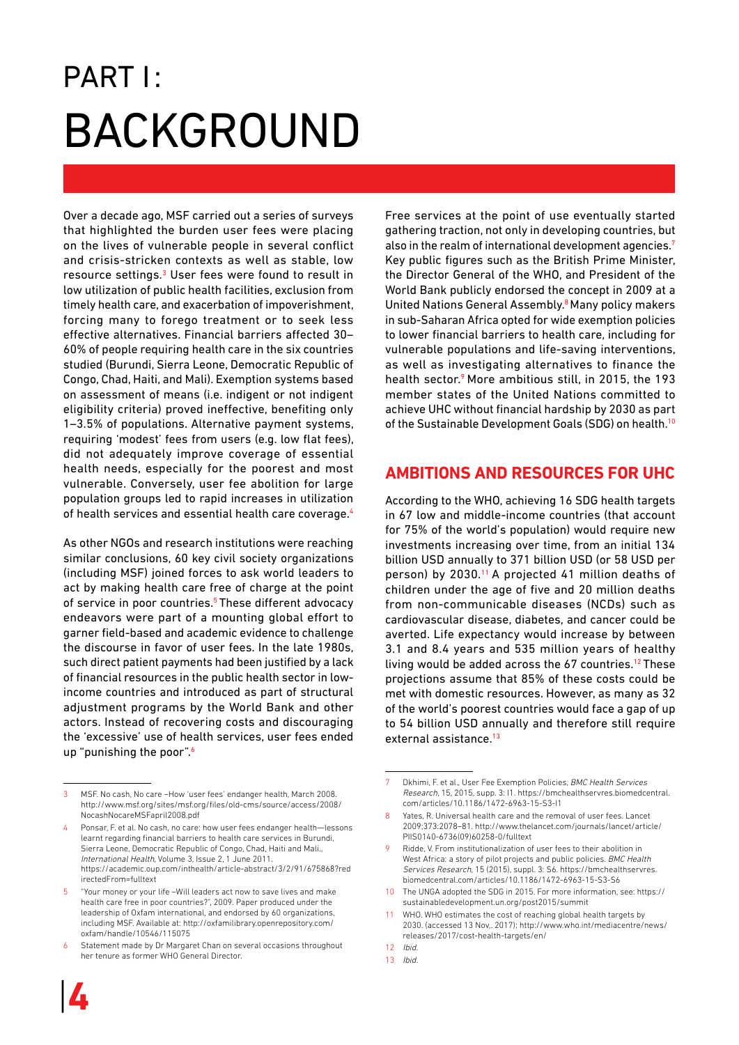# PART I: BACKGROUND

Over a decade ago, MSF carried out a series of surveys that highlighted the burden user fees were placing on the lives of vulnerable people in several conflict and crisis-stricken contexts as well as stable, low resource settings.[3] User fees were found to result in low utilization of public health facilities, exclusion from timely health care, and exacerbation of impoverishment, forcing many to forego treatment or to seek less effective alternatives. Financial barriers affected 30–60% of people requiring health care in the six countries studied (Burundi, Sierra Leone, Democratic Republic of Congo, Chad, Haiti, and Mali). Exemption systems based on assessment of means (i.e. indigent or not indigent eligibility criteria) proved ineffective, benefiting only 1–3.5% of populations. Alternative payment systems, requiring 'modest' fees from users (e.g. low flat fees), did not adequately improve coverage of essential health needs, especially for the poorest and most vulnerable. Conversely, user fee abolition for large population groups led to rapid increases in utilization of health services and essential health care coverage.[4]

As other NGOs and research institutions were reaching similar conclusions, 60 key civil society organizations (including MSF) joined forces to ask world leaders to act by making health care free of charge at the point of service in poor countries.[5] These different advocacy endeavors were part of a mounting global effort to garner field-based and academic evidence to challenge the discourse in favor of user fees. In the late 1980s, such direct patient payments had been justified by a lack of financial resources in the public health sector in low-income countries and introduced as part of structural adjustment programs by the World Bank and other actors. Instead of recovering costs and discouraging the 'excessive' use of health services, user fees ended up "punishing the poor".[6]

Free services at the point of use eventually started gathering traction, not only in developing countries, but also in the realm of international development agencies.[7] Key public figures such as the British Prime Minister, the Director General of the WHO, and President of the World Bank publicly endorsed the concept in 2009 at a United Nations General Assembly.[8] Many policy makers in sub-Saharan Africa opted for wide exemption policies to lower financial barriers to health care, including for vulnerable populations and life-saving interventions, as well as investigating alternatives to finance the health sector.[9] More ambitious still, in 2015, the 193 member states of the United Nations committed to achieve UHC without financial hardship by 2030 as part of the Sustainable Development Goals (SDG) on health.[10]

## AMBITIONS AND RESOURCES FOR UHC

According to the WHO, achieving 16 SDG health targets in 67 low and middle-income countries (that account for 75% of the world's population) would require new investments increasing over time, from an initial 134 billion USD annually to 371 billion USD (or 58 USD per person) by 2030.[11] A projected 41 million deaths of children under the age of five and 20 million deaths from non-communicable diseases (NCDs) such as cardiovascular disease, diabetes, and cancer could be averted. Life expectancy would increase by between 3.1 and 8.4 years and 535 million years of healthy living would be added across the 67 countries.[12] These projections assume that 85% of these costs could be met with domestic resources. However, as many as 32 of the world's poorest countries would face a gap of up to 54 billion USD annually and therefore still require external assistance.[13]

---

3 MSF. No cash, No care –How 'user fees' endanger health, March 2008. http://www.msf.org/sites/msf.org/files/old-cms/source/access/2008/NocashNocareMSFapril2008.pdf

4 Ponsar, F. et al. No cash, no care: how user fees endanger health—lessons learnt regarding financial barriers to health care services in Burundi, Sierra Leone, Democratic Republic of Congo, Chad, Haiti and Mali., *International Health*, Volume 3, Issue 2, 1 June 2011. https://academic.oup.com/inthealth/article-abstract/3/2/91/675868?redirectedFrom=fulltext

5 "Your money or your life –Will leaders act now to save lives and make health care free in poor countries?", 2009. Paper produced under the leadership of Oxfam international, and endorsed by 60 organizations, including MSF. Available at: http://oxfamilibrary.openrepository.com/oxfam/handle/10546/115075

6 Statement made by Dr Margaret Chan on several occasions throughout her tenure as former WHO General Director.

7 Dkhimi, F. et al., User Fee Exemption Policies, *BMC Health Services Research*, 15, 2015, supp. 3: I1. https://bmchealthservres.biomedcentral.com/articles/10.1186/1472-6963-15-S3-I1

8 Yates, R. Universal health care and the removal of user fees. Lancet 2009;373:2078–81. http://www.thelancet.com/journals/lancet/article/PIIS0140-6736(09)60258-0/fulltext

9 Ridde, V. From institutionalization of user fees to their abolition in West Africa: a story of pilot projects and public policies. *BMC Health Services Research*, 15 (2015), suppl. 3: S6. https://bmchealthservres.biomedcentral.com/articles/10.1186/1472-6963-15-S3-S6

10 The UNGA adopted the SDG in 2015. For more information, see: https://sustainabledevelopment.un.org/post2015/summit

11 WHO. WHO estimates the cost of reaching global health targets by 2030. (accessed 13 Nov,. 2017): http://www.who.int/mediacentre/news/releases/2017/cost-health-targets/en/

12 *Ibid.*

13 *Ibid.*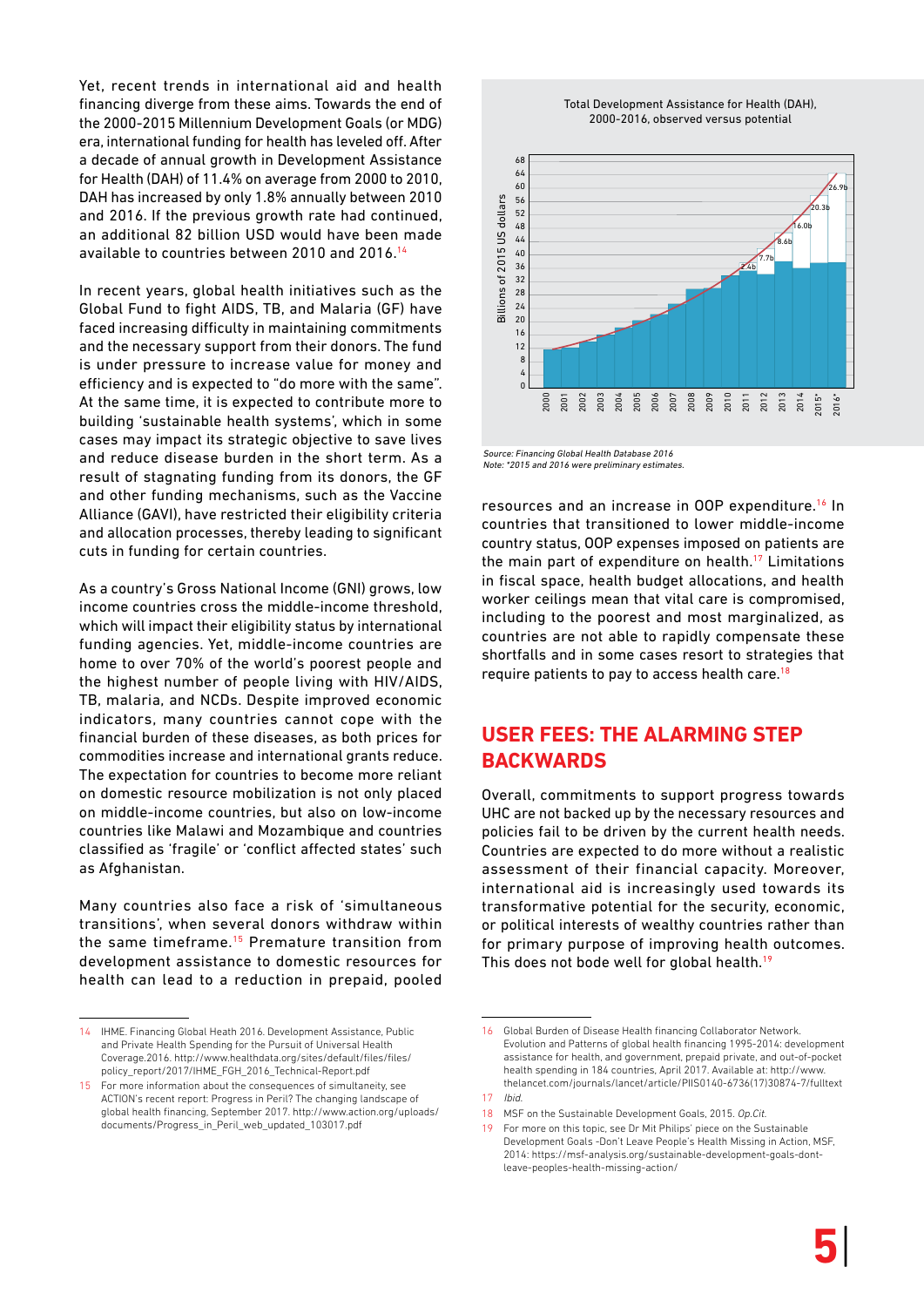Yet, recent trends in international aid and health financing diverge from these aims. Towards the end of the 2000-2015 Millennium Development Goals (or MDG) era, international funding for health has leveled off. After a decade of annual growth in Development Assistance for Health (DAH) of 11.4% on average from 2000 to 2010, DAH has increased by only 1.8% annually between 2010 and 2016. If the previous growth rate had continued, an additional 82 billion USD would have been made available to countries between 2010 and 2016.[14]

In recent years, global health initiatives such as the Global Fund to fight AIDS, TB, and Malaria (GF) have faced increasing difficulty in maintaining commitments and the necessary support from their donors. The fund is under pressure to increase value for money and efficiency and is expected to "do more with the same". At the same time, it is expected to contribute more to building 'sustainable health systems', which in some cases may impact its strategic objective to save lives and reduce disease burden in the short term. As a result of stagnating funding from its donors, the GF and other funding mechanisms, such as the Vaccine Alliance (GAVI), have restricted their eligibility criteria and allocation processes, thereby leading to significant cuts in funding for certain countries.

As a country's Gross National Income (GNI) grows, low income countries cross the middle-income threshold, which will impact their eligibility status by international funding agencies. Yet, middle-income countries are home to over 70% of the world's poorest people and the highest number of people living with HIV/AIDS, TB, malaria, and NCDs. Despite improved economic indicators, many countries cannot cope with the financial burden of these diseases, as both prices for commodities increase and international grants reduce. The expectation for countries to become more reliant on domestic resource mobilization is not only placed on middle-income countries, but also on low-income countries like Malawi and Mozambique and countries classified as 'fragile' or 'conflict affected states' such as Afghanistan.

Many countries also face a risk of 'simultaneous transitions', when several donors withdraw within the same timeframe.[15] Premature transition from development assistance to domestic resources for health can lead to a reduction in prepaid, pooled resources and an increase in OOP expenditure.[16] In countries that transitioned to lower middle-income country status, OOP expenses imposed on patients are the main part of expenditure on health.[17] Limitations in fiscal space, health budget allocations, and health worker ceilings mean that vital care is compromised, including to the poorest and most marginalized, as countries are not able to rapidly compensate these shortfalls and in some cases resort to strategies that require patients to pay to access health care.[18]

Total Development Assistance for Health (DAH), 2000-2016, observed versus potential

*Source: Financing Global Health Database 2016*
*Note: *2015 and 2016 were preliminary estimates.*

## USER FEES: THE ALARMING STEP BACKWARDS

Overall, commitments to support progress towards UHC are not backed up by the necessary resources and policies fail to be driven by the current health needs. Countries are expected to do more without a realistic assessment of their financial capacity. Moreover, international aid is increasingly used towards its transformative potential for the security, economic, or political interests of wealthy countries rather than for primary purpose of improving health outcomes. This does not bode well for global health.[19]

---

14 IHME. Financing Global Heath 2016. Development Assistance, Public and Private Health Spending for the Pursuit of Universal Health Coverage.2016. http://www.healthdata.org/sites/default/files/files/policy_report/2017/IHME_FGH_2016_Technical-Report.pdf

15 For more information about the consequences of simultaneity, see ACTION's recent report: Progress in Peril? The changing landscape of global health financing, September 2017. http://www.action.org/uploads/documents/Progress_in_Peril_web_updated_103017.pdf

16 Global Burden of Disease Health financing Collaborator Network. Evolution and Patterns of global health financing 1995-2014: development assistance for health, and government, prepaid private, and out-of-pocket health spending in 184 countries, April 2017. Available at: http://www.thelancet.com/journals/lancet/article/PIIS0140-6736(17)30874-7/fulltext

17 *Ibid.*

18 MSF on the Sustainable Development Goals, 2015. *Op.Cit.*

19 For more on this topic, see Dr Mit Philips' piece on the Sustainable Development Goals -Don't Leave People's Health Missing in Action, MSF, 2014: https://msf-analysis.org/sustainable-development-goals-dont-leave-peoples-health-missing-action/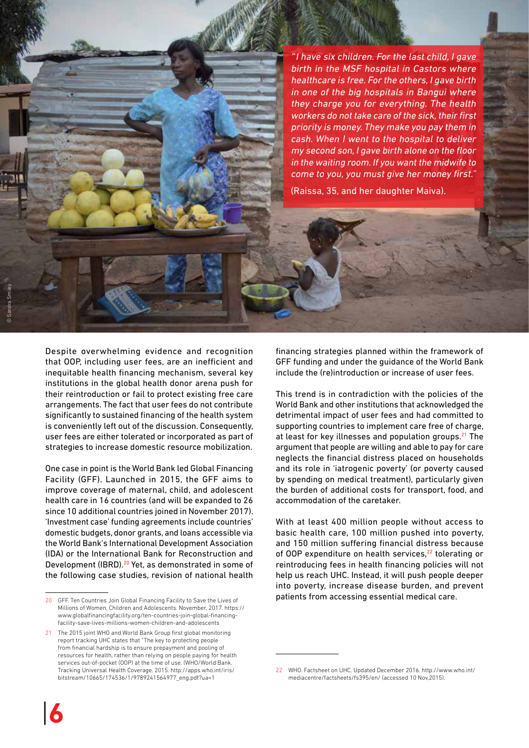*"I have six children. For the last child, I gave birth in the MSF hospital in Castors where healthcare is free. For the others, I gave birth in one of the big hospitals in Bangui where they charge you for everything. The health workers do not take care of the sick, their first priority is money. They make you pay them in cash. When I went to the hospital to deliver my second son, I gave birth alone on the floor in the waiting room. If you want the midwife to come to you, you must give her money first."*

(Raissa, 35, and her daughter Maiva).

© Sandra Smiley

Despite overwhelming evidence and recognition that OOP, including user fees, are an inefficient and inequitable health financing mechanism, several key institutions in the global health donor arena push for their reintroduction or fail to protect existing free care arrangements. The fact that user fees do not contribute significantly to sustained financing of the health system is conveniently left out of the discussion. Consequently, user fees are either tolerated or incorporated as part of strategies to increase domestic resource mobilization.

One case in point is the World Bank led Global Financing Facility (GFF). Launched in 2015, the GFF aims to improve coverage of maternal, child, and adolescent health care in 16 countries (and will be expanded to 26 since 10 additional countries joined in November 2017). 'Investment case' funding agreements include countries' domestic budgets, donor grants, and loans accessible via the World Bank's International Development Association (IDA) or the International Bank for Reconstruction and Development (IBRD).[20] Yet, as demonstrated in some of the following case studies, revision of national health financing strategies planned within the framework of GFF funding and under the guidance of the World Bank include the (re)introduction or increase of user fees.

This trend is in contradiction with the policies of the World Bank and other institutions that acknowledged the detrimental impact of user fees and had committed to supporting countries to implement care free of charge, at least for key illnesses and population groups.[21] The argument that people are willing and able to pay for care neglects the financial distress placed on households and its role in 'iatrogenic poverty' (or poverty caused by spending on medical treatment), particularly given the burden of additional costs for transport, food, and accommodation of the caretaker.

With at least 400 million people without access to basic health care, 100 million pushed into poverty, and 150 million suffering financial distress because of OOP expenditure on health services,[22] tolerating or reintroducing fees in health financing policies will not help us reach UHC. Instead, it will push people deeper into poverty, increase disease burden, and prevent patients from accessing essential medical care.

---

20 GFF. Ten Countries Join Global Financing Facility to Save the Lives of Millions of Women, Children and Adolescents. November, 2017. https://www.globalfinancingfacility.org/ten-countries-join-global-financing-facility-save-lives-millions-women-children-and-adolescents

21 The 2015 joint WHO and World Bank Group first global monitoring report tracking UHC states that "The key to protecting people from financial hardship is to ensure prepayment and pooling of resources for health, rather than relying on people paying for health services out-of-pocket (OOP) at the time of use. (WHO/World Bank. Tracking Universal Health Coverage. 2015. http://apps.who.int/iris/bitstream/10665/174536/1/9789241564977_eng.pdf?ua=1

22 WHO. Factsheet on UHC. Updated December 2016. http://www.who.int/mediacentre/factsheets/fs395/en/ (accessed 10 Nov,2015).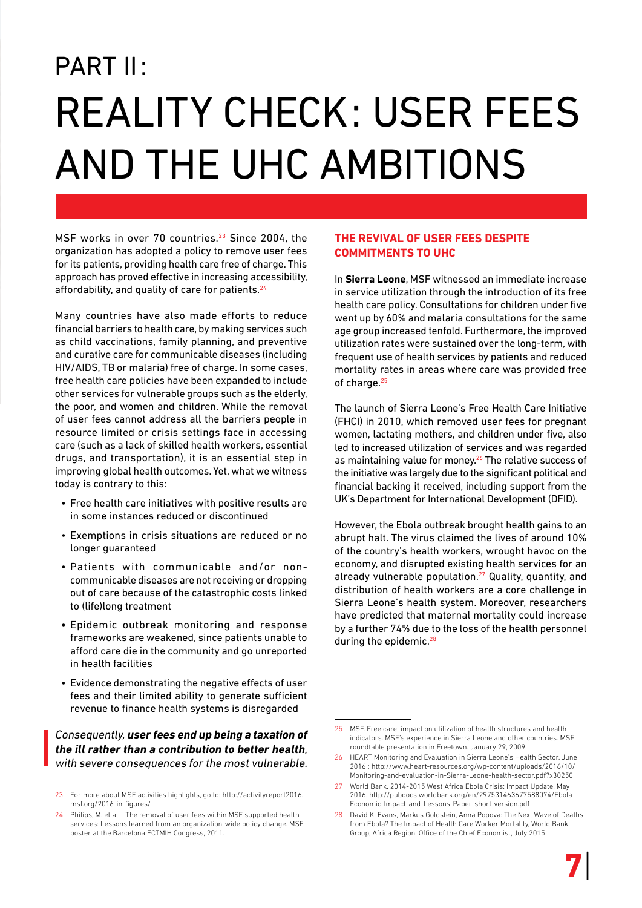# PART II:

# REALITY CHECK: USER FEES AND THE UHC AMBITIONS

MSF works in over 70 countries.[23] Since 2004, the organization has adopted a policy to remove user fees for its patients, providing health care free of charge. This approach has proved effective in increasing accessibility, affordability, and quality of care for patients.[24]

Many countries have also made efforts to reduce financial barriers to health care, by making services such as child vaccinations, family planning, and preventive and curative care for communicable diseases (including HIV/AIDS, TB or malaria) free of charge. In some cases, free health care policies have been expanded to include other services for vulnerable groups such as the elderly, the poor, and women and children. While the removal of user fees cannot address all the barriers people in resource limited or crisis settings face in accessing care (such as a lack of skilled health workers, essential drugs, and transportation), it is an essential step in improving global health outcomes. Yet, what we witness today is contrary to this:

- Free health care initiatives with positive results are in some instances reduced or discontinued
- Exemptions in crisis situations are reduced or no longer guaranteed
- Patients with communicable and/or non-communicable diseases are not receiving or dropping out of care because of the catastrophic costs linked to (life)long treatment
- Epidemic outbreak monitoring and response frameworks are weakened, since patients unable to afford care die in the community and go unreported in health facilities
- Evidence demonstrating the negative effects of user fees and their limited ability to generate sufficient revenue to finance health systems is disregarded

*Consequently, **user fees end up being a taxation of the ill rather than a contribution to better health,** with severe consequences for the most vulnerable.*

### THE REVIVAL OF USER FEES DESPITE COMMITMENTS TO UHC

In **Sierra Leone**, MSF witnessed an immediate increase in service utilization through the introduction of its free health care policy. Consultations for children under five went up by 60% and malaria consultations for the same age group increased tenfold. Furthermore, the improved utilization rates were sustained over the long-term, with frequent use of health services by patients and reduced mortality rates in areas where care was provided free of charge.[25]

The launch of Sierra Leone's Free Health Care Initiative (FHCI) in 2010, which removed user fees for pregnant women, lactating mothers, and children under five, also led to increased utilization of services and was regarded as maintaining value for money.[26] The relative success of the initiative was largely due to the significant political and financial backing it received, including support from the UK's Department for International Development (DFID).

However, the Ebola outbreak brought health gains to an abrupt halt. The virus claimed the lives of around 10% of the country's health workers, wrought havoc on the economy, and disrupted existing health services for an already vulnerable population.[27] Quality, quantity, and distribution of health workers are a core challenge in Sierra Leone's health system. Moreover, researchers have predicted that maternal mortality could increase by a further 74% due to the loss of the health personnel during the epidemic.[28]

---

23 For more about MSF activities highlights, go to: http://activityreport2016.msf.org/2016-in-figures/

24 Philips, M. et al – The removal of user fees within MSF supported health services: Lessons learned from an organization-wide policy change. MSF poster at the Barcelona ECTMIH Congress, 2011.

25 MSF. Free care: impact on utilization of health structures and health indicators. MSF's experience in Sierra Leone and other countries. MSF roundtable presentation in Freetown. January 29, 2009.

26 HEART Monitoring and Evaluation in Sierra Leone's Health Sector. June 2016 : http://www.heart-resources.org/wp-content/uploads/2016/10/Monitoring-and-evaluation-in-Sierra-Leone-health-sector.pdf?x30250

27 World Bank. 2014-2015 West Africa Ebola Crisis: Impact Update. May 2016. http://pubdocs.worldbank.org/en/297531463677588074/Ebola-Economic-Impact-and-Lessons-Paper-short-version.pdf

28 David K. Evans, Markus Goldstein, Anna Popova: The Next Wave of Deaths from Ebola? The Impact of Health Care Worker Mortality, World Bank Group, Africa Region, Office of the Chief Economist, July 2015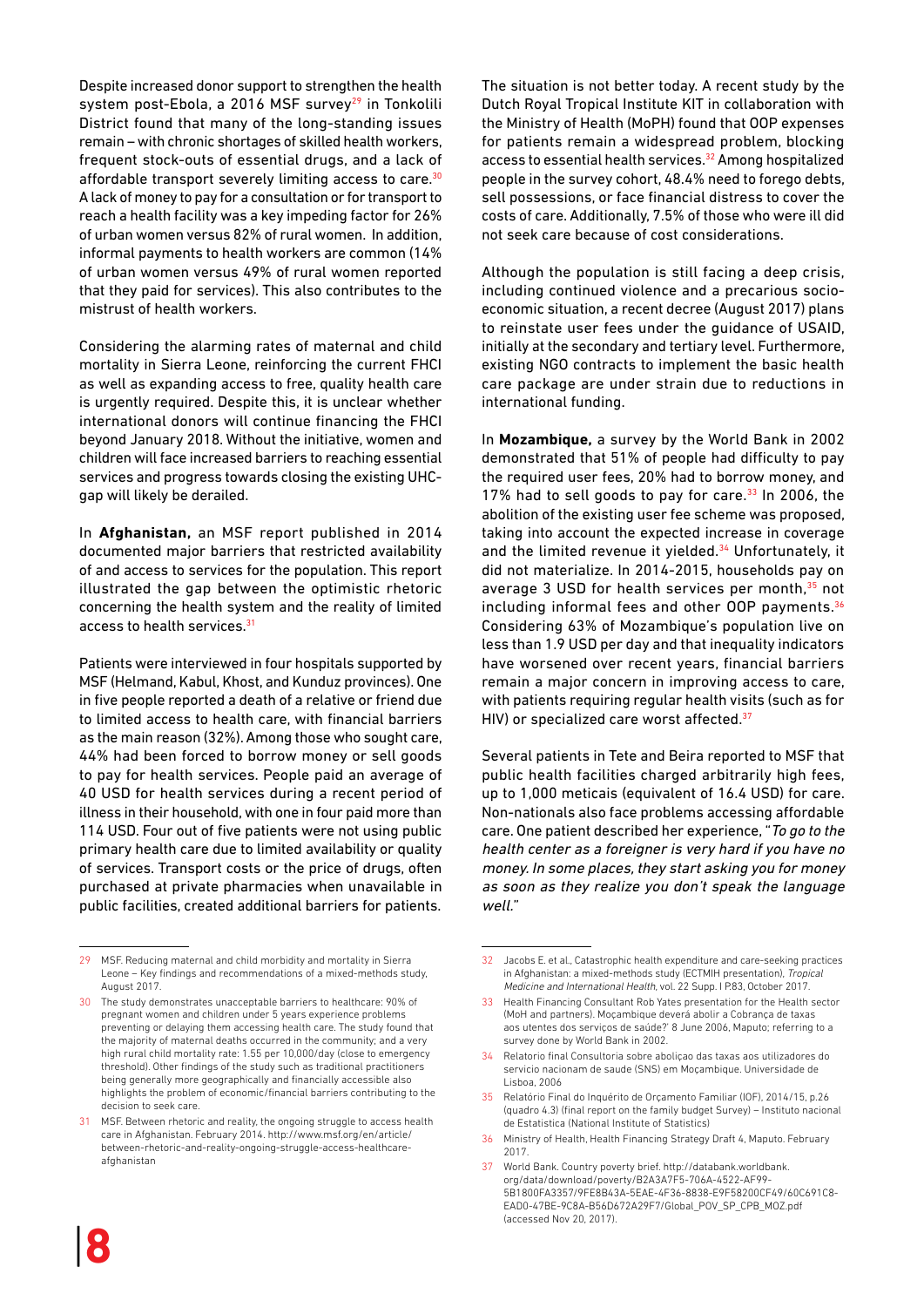Despite increased donor support to strengthen the health system post-Ebola, a 2016 MSF survey[29] in Tonkolili District found that many of the long-standing issues remain – with chronic shortages of skilled health workers, frequent stock-outs of essential drugs, and a lack of affordable transport severely limiting access to care.[30] A lack of money to pay for a consultation or for transport to reach a health facility was a key impeding factor for 26% of urban women versus 82% of rural women. In addition, informal payments to health workers are common (14% of urban women versus 49% of rural women reported that they paid for services). This also contributes to the mistrust of health workers.

Considering the alarming rates of maternal and child mortality in Sierra Leone, reinforcing the current FHCI as well as expanding access to free, quality health care is urgently required. Despite this, it is unclear whether international donors will continue financing the FHCI beyond January 2018. Without the initiative, women and children will face increased barriers to reaching essential services and progress towards closing the existing UHC-gap will likely be derailed.

In **Afghanistan,** an MSF report published in 2014 documented major barriers that restricted availability of and access to services for the population. This report illustrated the gap between the optimistic rhetoric concerning the health system and the reality of limited access to health services.[31]

Patients were interviewed in four hospitals supported by MSF (Helmand, Kabul, Khost, and Kunduz provinces). One in five people reported a death of a relative or friend due to limited access to health care, with financial barriers as the main reason (32%). Among those who sought care, 44% had been forced to borrow money or sell goods to pay for health services. People paid an average of 40 USD for health services during a recent period of illness in their household, with one in four paid more than 114 USD. Four out of five patients were not using public primary health care due to limited availability or quality of services. Transport costs or the price of drugs, often purchased at private pharmacies when unavailable in public facilities, created additional barriers for patients.

The situation is not better today. A recent study by the Dutch Royal Tropical Institute KIT in collaboration with the Ministry of Health (MoPH) found that OOP expenses for patients remain a widespread problem, blocking access to essential health services.[32] Among hospitalized people in the survey cohort, 48.4% need to forego debts, sell possessions, or face financial distress to cover the costs of care. Additionally, 7.5% of those who were ill did not seek care because of cost considerations.

Although the population is still facing a deep crisis, including continued violence and a precarious socio-economic situation, a recent decree (August 2017) plans to reinstate user fees under the guidance of USAID, initially at the secondary and tertiary level. Furthermore, existing NGO contracts to implement the basic health care package are under strain due to reductions in international funding.

In **Mozambique,** a survey by the World Bank in 2002 demonstrated that 51% of people had difficulty to pay the required user fees, 20% had to borrow money, and 17% had to sell goods to pay for care.[33] In 2006, the abolition of the existing user fee scheme was proposed, taking into account the expected increase in coverage and the limited revenue it yielded.[34] Unfortunately, it did not materialize. In 2014-2015, households pay on average 3 USD for health services per month,[35] not including informal fees and other OOP payments.[36] Considering 63% of Mozambique's population live on less than 1.9 USD per day and that inequality indicators have worsened over recent years, financial barriers remain a major concern in improving access to care, with patients requiring regular health visits (such as for HIV) or specialized care worst affected.[37]

Several patients in Tete and Beira reported to MSF that public health facilities charged arbitrarily high fees, up to 1,000 meticais (equivalent of 16.4 USD) for care. Non-nationals also face problems accessing affordable care. One patient described her experience, "*To go to the health center as a foreigner is very hard if you have no money. In some places, they start asking you for money as soon as they realize you don't speak the language well.*"

---

29 MSF. Reducing maternal and child morbidity and mortality in Sierra Leone – Key findings and recommendations of a mixed-methods study, August 2017.

30 The study demonstrates unacceptable barriers to healthcare: 90% of pregnant women and children under 5 years experience problems preventing or delaying them accessing health care. The study found that the majority of maternal deaths occurred in the community; and a very high rural child mortality rate: 1.55 per 10,000/day (close to emergency threshold). Other findings of the study such as traditional practitioners being generally more geographically and financially accessible also highlights the problem of economic/financial barriers contributing to the decision to seek care.

31 MSF. Between rhetoric and reality, the ongoing struggle to access health care in Afghanistan. February 2014. http://www.msf.org/en/article/between-rhetoric-and-reality-ongoing-struggle-access-healthcare-afghanistan

32 Jacobs E. et al., Catastrophic health expenditure and care-seeking practices in Afghanistan: a mixed-methods study (ECTMIH presentation), *Tropical Medicine and International Health*, vol. 22 Supp. I P.83, October 2017.

33 Health Financing Consultant Rob Yates presentation for the Health sector (MoH and partners). Moçambique deverá abolir a Cobrança de taxas aos utentes dos serviços de saúde?' 8 June 2006, Maputo; referring to a survey done by World Bank in 2002.

34 Relatorio final Consultoria sobre aboliçao das taxas aos utilizadores do servicio nacionam de saude (SNS) em Moçambique. Universidade de Lisboa, 2006

35 Relatório Final do Inquérito de Orçamento Familiar (IOF), 2014/15, p.26 (quadro 4.3) (final report on the family budget Survey) – Instituto nacional de Estatistica (National Institute of Statistics)

36 Ministry of Health, Health Financing Strategy Draft 4, Maputo. February 2017.

37 World Bank. Country poverty brief. http://databank.worldbank.org/data/download/poverty/B2A3A7F5-706A-4522-AF99-5B1800FA3357/9FE8B43A-5EAE-4F36-8838-E9F58200CF49/60C691C8-EAD0-47BE-9C8A-B56D672A29F7/Global_POV_SP_CPB_MOZ.pdf (accessed Nov 20, 2017).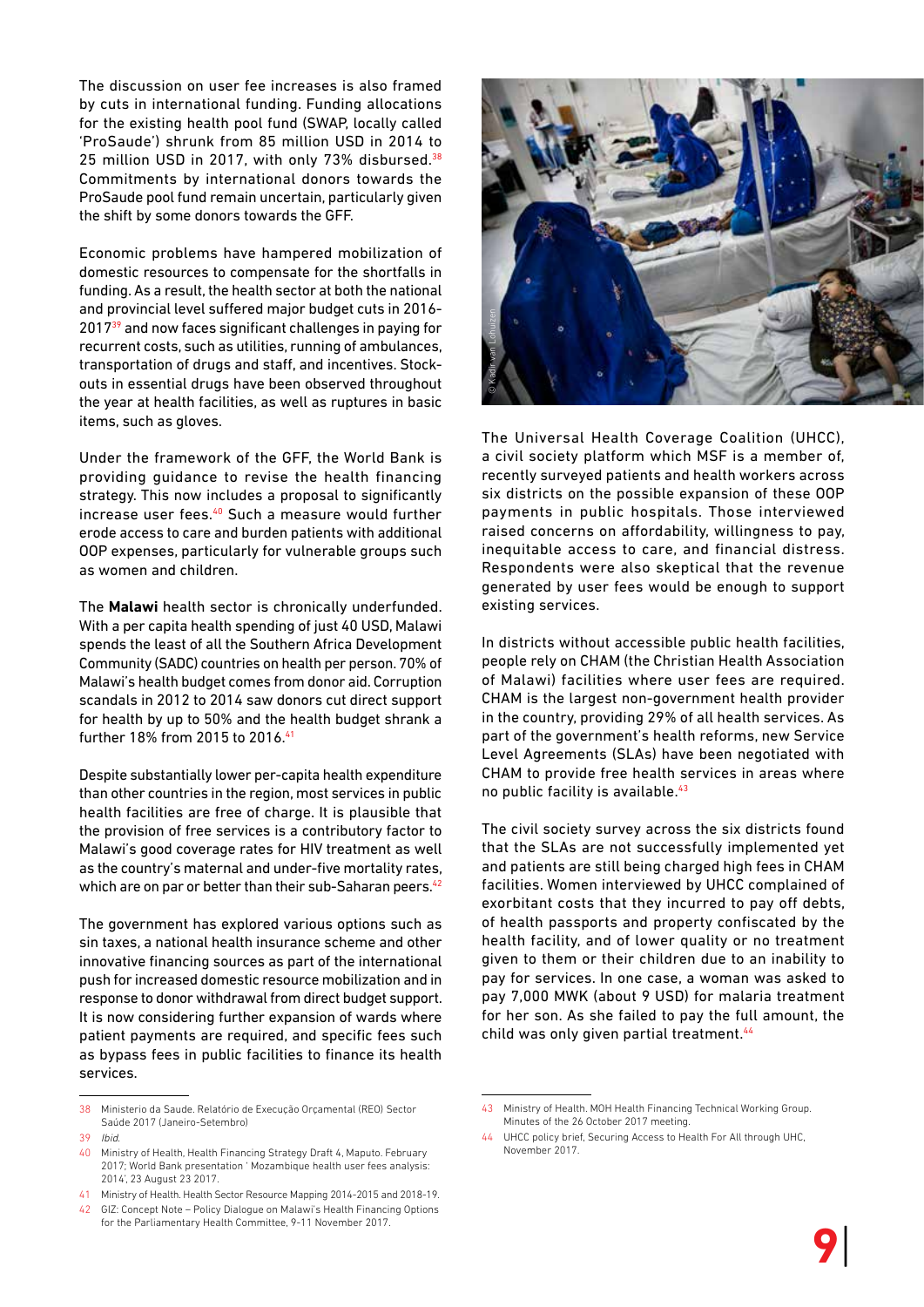The discussion on user fee increases is also framed by cuts in international funding. Funding allocations for the existing health pool fund (SWAP, locally called 'ProSaude') shrunk from 85 million USD in 2014 to 25 million USD in 2017, with only 73% disbursed.[38] Commitments by international donors towards the ProSaude pool fund remain uncertain, particularly given the shift by some donors towards the GFF.

Economic problems have hampered mobilization of domestic resources to compensate for the shortfalls in funding. As a result, the health sector at both the national and provincial level suffered major budget cuts in 2016-2017[39] and now faces significant challenges in paying for recurrent costs, such as utilities, running of ambulances, transportation of drugs and staff, and incentives. Stock-outs in essential drugs have been observed throughout the year at health facilities, as well as ruptures in basic items, such as gloves.

Under the framework of the GFF, the World Bank is providing guidance to revise the health financing strategy. This now includes a proposal to significantly increase user fees.[40] Such a measure would further erode access to care and burden patients with additional OOP expenses, particularly for vulnerable groups such as women and children.

The **Malawi** health sector is chronically underfunded. With a per capita health spending of just 40 USD, Malawi spends the least of all the Southern Africa Development Community (SADC) countries on health per person. 70% of Malawi's health budget comes from donor aid. Corruption scandals in 2012 to 2014 saw donors cut direct support for health by up to 50% and the health budget shrank a further 18% from 2015 to 2016.[41]

Despite substantially lower per-capita health expenditure than other countries in the region, most services in public health facilities are free of charge. It is plausible that the provision of free services is a contributory factor to Malawi's good coverage rates for HIV treatment as well as the country's maternal and under-five mortality rates, which are on par or better than their sub-Saharan peers.[42]

The government has explored various options such as sin taxes, a national health insurance scheme and other innovative financing sources as part of the international push for increased domestic resource mobilization and in response to donor withdrawal from direct budget support. It is now considering further expansion of wards where patient payments are required, and specific fees such as bypass fees in public facilities to finance its health services.

© Kadir van Lohuizen

The Universal Health Coverage Coalition (UHCC), a civil society platform which MSF is a member of, recently surveyed patients and health workers across six districts on the possible expansion of these OOP payments in public hospitals. Those interviewed raised concerns on affordability, willingness to pay, inequitable access to care, and financial distress. Respondents were also skeptical that the revenue generated by user fees would be enough to support existing services.

In districts without accessible public health facilities, people rely on CHAM (the Christian Health Association of Malawi) facilities where user fees are required. CHAM is the largest non-government health provider in the country, providing 29% of all health services. As part of the government's health reforms, new Service Level Agreements (SLAs) have been negotiated with CHAM to provide free health services in areas where no public facility is available.[43]

The civil society survey across the six districts found that the SLAs are not successfully implemented yet and patients are still being charged high fees in CHAM facilities. Women interviewed by UHCC complained of exorbitant costs that they incurred to pay off debts, of health passports and property confiscated by the health facility, and of lower quality or no treatment given to them or their children due to an inability to pay for services. In one case, a woman was asked to pay 7,000 MWK (about 9 USD) for malaria treatment for her son. As she failed to pay the full amount, the child was only given partial treatment.[44]

---

38 Ministerio da Saude. Relatório de Execução Orçamental (REO) Sector Saúde 2017 (Janeiro-Setembro)

39 *Ibid.*

40 Ministry of Health, Health Financing Strategy Draft 4, Maputo. February 2017; World Bank presentation ' Mozambique health user fees analysis: 2014', 23 August 23 2017.

41 Ministry of Health. Health Sector Resource Mapping 2014-2015 and 2018-19.

42 GIZ: Concept Note – Policy Dialogue on Malawi's Health Financing Options for the Parliamentary Health Committee, 9-11 November 2017.

43 Ministry of Health. MOH Health Financing Technical Working Group. Minutes of the 26 October 2017 meeting.

44 UHCC policy brief, Securing Access to Health For All through UHC, November 2017.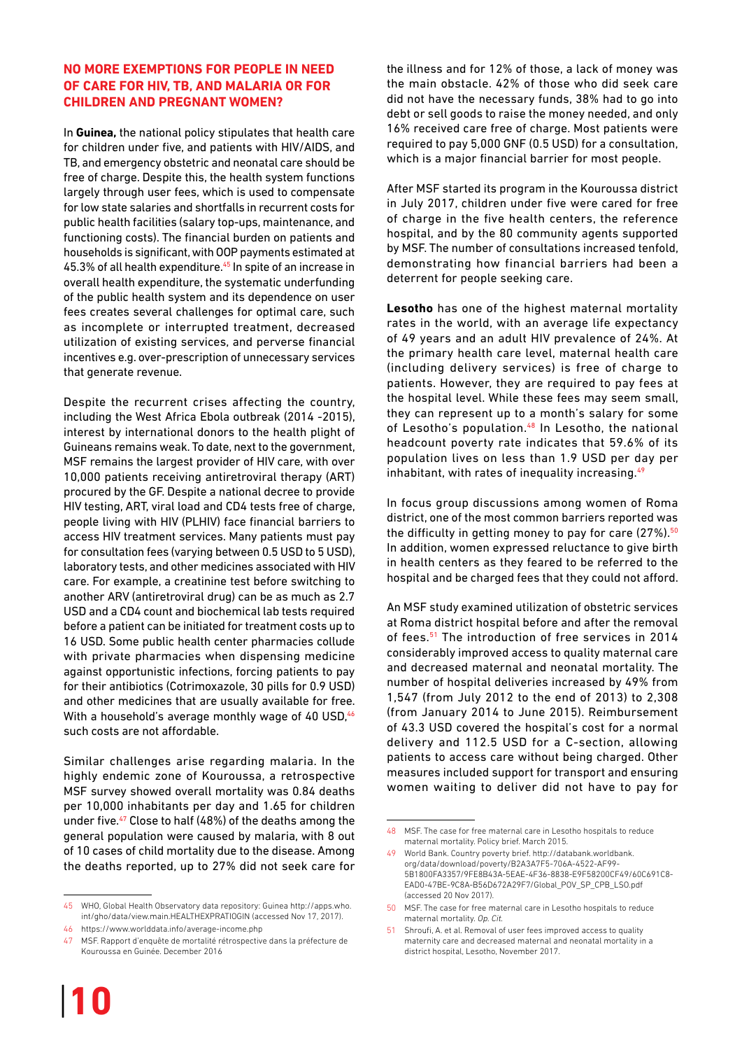## NO MORE EXEMPTIONS FOR PEOPLE IN NEED OF CARE FOR HIV, TB, AND MALARIA OR FOR CHILDREN AND PREGNANT WOMEN?

In **Guinea,** the national policy stipulates that health care for children under five, and patients with HIV/AIDS, and TB, and emergency obstetric and neonatal care should be free of charge. Despite this, the health system functions largely through user fees, which is used to compensate for low state salaries and shortfalls in recurrent costs for public health facilities (salary top-ups, maintenance, and functioning costs). The financial burden on patients and households is significant, with OOP payments estimated at 45.3% of all health expenditure.[45] In spite of an increase in overall health expenditure, the systematic underfunding of the public health system and its dependence on user fees creates several challenges for optimal care, such as incomplete or interrupted treatment, decreased utilization of existing services, and perverse financial incentives e.g. over-prescription of unnecessary services that generate revenue.

Despite the recurrent crises affecting the country, including the West Africa Ebola outbreak (2014 -2015), interest by international donors to the health plight of Guineans remains weak. To date, next to the government, MSF remains the largest provider of HIV care, with over 10,000 patients receiving antiretroviral therapy (ART) procured by the GF. Despite a national decree to provide HIV testing, ART, viral load and CD4 tests free of charge, people living with HIV (PLHIV) face financial barriers to access HIV treatment services. Many patients must pay for consultation fees (varying between 0.5 USD to 5 USD), laboratory tests, and other medicines associated with HIV care. For example, a creatinine test before switching to another ARV (antiretroviral drug) can be as much as 2.7 USD and a CD4 count and biochemical lab tests required before a patient can be initiated for treatment costs up to 16 USD. Some public health center pharmacies collude with private pharmacies when dispensing medicine against opportunistic infections, forcing patients to pay for their antibiotics (Cotrimoxazole, 30 pills for 0.9 USD) and other medicines that are usually available for free. With a household's average monthly wage of 40 USD,[46] such costs are not affordable.

Similar challenges arise regarding malaria. In the highly endemic zone of Kouroussa, a retrospective MSF survey showed overall mortality was 0.84 deaths per 10,000 inhabitants per day and 1.65 for children under five.[47] Close to half (48%) of the deaths among the general population were caused by malaria, with 8 out of 10 cases of child mortality due to the disease. Among the deaths reported, up to 27% did not seek care for the illness and for 12% of those, a lack of money was the main obstacle. 42% of those who did seek care did not have the necessary funds, 38% had to go into debt or sell goods to raise the money needed, and only 16% received care free of charge. Most patients were required to pay 5,000 GNF (0.5 USD) for a consultation, which is a major financial barrier for most people.

After MSF started its program in the Kouroussa district in July 2017, children under five were cared for free of charge in the five health centers, the reference hospital, and by the 80 community agents supported by MSF. The number of consultations increased tenfold, demonstrating how financial barriers had been a deterrent for people seeking care.

**Lesotho** has one of the highest maternal mortality rates in the world, with an average life expectancy of 49 years and an adult HIV prevalence of 24%. At the primary health care level, maternal health care (including delivery services) is free of charge to patients. However, they are required to pay fees at the hospital level. While these fees may seem small, they can represent up to a month's salary for some of Lesotho's population.[48] In Lesotho, the national headcount poverty rate indicates that 59.6% of its population lives on less than 1.9 USD per day per inhabitant, with rates of inequality increasing.[49]

In focus group discussions among women of Roma district, one of the most common barriers reported was the difficulty in getting money to pay for care (27%).[50] In addition, women expressed reluctance to give birth in health centers as they feared to be referred to the hospital and be charged fees that they could not afford.

An MSF study examined utilization of obstetric services at Roma district hospital before and after the removal of fees.[51] The introduction of free services in 2014 considerably improved access to quality maternal care and decreased maternal and neonatal mortality. The number of hospital deliveries increased by 49% from 1,547 (from July 2012 to the end of 2013) to 2,308 (from January 2014 to June 2015). Reimbursement of 43.3 USD covered the hospital's cost for a normal delivery and 112.5 USD for a C-section, allowing patients to access care without being charged. Other measures included support for transport and ensuring women waiting to deliver did not have to pay for

---

45 WHO, Global Health Observatory data repository: Guinea http://apps.who.int/gho/data/view.main.HEALTHEXPRATIOGIN (accessed Nov 17, 2017).

46 https://www.worlddata.info/average-income.php

47 MSF. Rapport d'enquête de mortalité rétrospective dans la préfecture de Kouroussa en Guinée. December 2016

48 MSF. The case for free maternal care in Lesotho hospitals to reduce maternal mortality. Policy brief. March 2015.

49 World Bank. Country poverty brief. http://databank.worldbank.org/data/download/poverty/B2A3A7F5-706A-4522-AF99-5B1800FA3357/9FE8B43A-5EAE-4F36-8838-E9F58200CF49/60C691C8-EAD0-47BE-9C8A-B56D672A29F7/Global_POV_SP_CPB_LSO.pdf (accessed 20 Nov 2017).

50 MSF. The case for free maternal care in Lesotho hospitals to reduce maternal mortality. *Op. Cit.*

51 Shroufi, A. et al. Removal of user fees improved access to quality maternity care and decreased maternal and neonatal mortality in a district hospital, Lesotho, November 2017.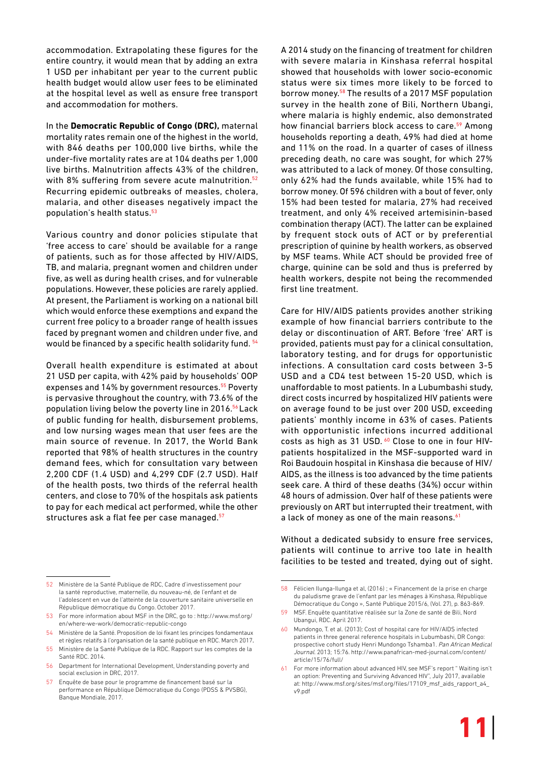accommodation. Extrapolating these figures for the entire country, it would mean that by adding an extra 1 USD per inhabitant per year to the current public health budget would allow user fees to be eliminated at the hospital level as well as ensure free transport and accommodation for mothers.

In the **Democratic Republic of Congo (DRC),** maternal mortality rates remain one of the highest in the world, with 846 deaths per 100,000 live births, while the under-five mortality rates are at 104 deaths per 1,000 live births. Malnutrition affects 43% of the children, with 8% suffering from severe acute malnutrition.[52] Recurring epidemic outbreaks of measles, cholera, malaria, and other diseases negatively impact the population's health status.[53]

Various country and donor policies stipulate that 'free access to care' should be available for a range of patients, such as for those affected by HIV/AIDS, TB, and malaria, pregnant women and children under five, as well as during health crises, and for vulnerable populations. However, these policies are rarely applied. At present, the Parliament is working on a national bill which would enforce these exemptions and expand the current free policy to a broader range of health issues faced by pregnant women and children under five, and would be financed by a specific health solidarity fund.[54]

Overall health expenditure is estimated at about 21 USD per capita, with 42% paid by households' OOP expenses and 14% by government resources.[55] Poverty is pervasive throughout the country, with 73.6% of the population living below the poverty line in 2016.[56] Lack of public funding for health, disbursement problems, and low nursing wages mean that user fees are the main source of revenue. In 2017, the World Bank reported that 98% of health structures in the country demand fees, which for consultation vary between 2,200 CDF (1.4 USD) and 4,299 CDF (2.7 USD). Half of the health posts, two thirds of the referral health centers, and close to 70% of the hospitals ask patients to pay for each medical act performed, while the other structures ask a flat fee per case managed.[57]

A 2014 study on the financing of treatment for children with severe malaria in Kinshasa referral hospital showed that households with lower socio-economic status were six times more likely to be forced to borrow money.[58] The results of a 2017 MSF population survey in the health zone of Bili, Northern Ubangi, where malaria is highly endemic, also demonstrated how financial barriers block access to care.[59] Among households reporting a death, 49% had died at home and 11% on the road. In a quarter of cases of illness preceding death, no care was sought, for which 27% was attributed to a lack of money. Of those consulting, only 62% had the funds available, while 15% had to borrow money. Of 596 children with a bout of fever, only 15% had been tested for malaria, 27% had received treatment, and only 4% received artemisinin-based combination therapy (ACT). The latter can be explained by frequent stock outs of ACT or by preferential prescription of quinine by health workers, as observed by MSF teams. While ACT should be provided free of charge, quinine can be sold and thus is preferred by health workers, despite not being the recommended first line treatment.

Care for HIV/AIDS patients provides another striking example of how financial barriers contribute to the delay or discontinuation of ART. Before 'free' ART is provided, patients must pay for a clinical consultation, laboratory testing, and for drugs for opportunistic infections. A consultation card costs between 3-5 USD and a CD4 test between 15-20 USD, which is unaffordable to most patients. In a Lubumbashi study, direct costs incurred by hospitalized HIV patients were on average found to be just over 200 USD, exceeding patients' monthly income in 63% of cases. Patients with opportunistic infections incurred additional costs as high as 31 USD.[60] Close to one in four HIV-patients hospitalized in the MSF-supported ward in Roi Baudouin hospital in Kinshasa die because of HIV/AIDS, as the illness is too advanced by the time patients seek care. A third of these deaths (34%) occur within 48 hours of admission. Over half of these patients were previously on ART but interrupted their treatment, with a lack of money as one of the main reasons.[61]

Without a dedicated subsidy to ensure free services, patients will continue to arrive too late in health facilities to be tested and treated, dying out of sight.

---

52 Ministère de la Santé Publique de RDC, Cadre d'investissement pour la santé reproductive, maternelle, du nouveau-né, de l'enfant et de l'adolescent en vue de l'atteinte de la couverture sanitaire universelle en République démocratique du Congo. October 2017.

53 For more information about MSF in the DRC, go to : http://www.msf.org/en/where-we-work/democratic-republic-congo

54 Ministère de la Santé. Proposition de loi fixant les principes fondamentaux et règles relatifs à l'organisation de la santé publique en RDC. March 2017.

55 Ministère de la Santé Publique de la RDC. Rapport sur les comptes de la Santé RDC. 2014.

56 Department for International Development, Understanding poverty and social exclusion in DRC, 2017.

57 Enquête de base pour le programme de financement basé sur la performance en République Démocratique du Congo (PDSS & PVSBG), Banque Mondiale, 2017.

58 Félicien Ilunga-Ilunga et al, (2016) ; « Financement de la prise en charge du paludisme grave de l'enfant par les ménages à Kinshasa, République Démocratique du Congo », Santé Publique 2015/6, (Vol. 27), p. 863-869.

59 MSF. Enquête quantitative réalisée sur la Zone de santé de Bili, Nord Ubangui, RDC. April 2017.

60 Mundongo, T. et al. (2013); Cost of hospital care for HIV/AIDS infected patients in three general reference hospitals in Lubumbashi, DR Congo: prospective cohort study Henri Mundongo Tshamba1. *Pan African Medical Journal*. 2013; 15:76. http://www.panafrican-med-journal.com/content/article/15/76/full/

61 For more information about advanced HIV, see MSF's report " Waiting isn't an option: Preventing and Surviving Advanced HIV", July 2017, available at: http://www.msf.org/sites/msf.org/files/17109_msf_aids_rapport_a4_v9.pdf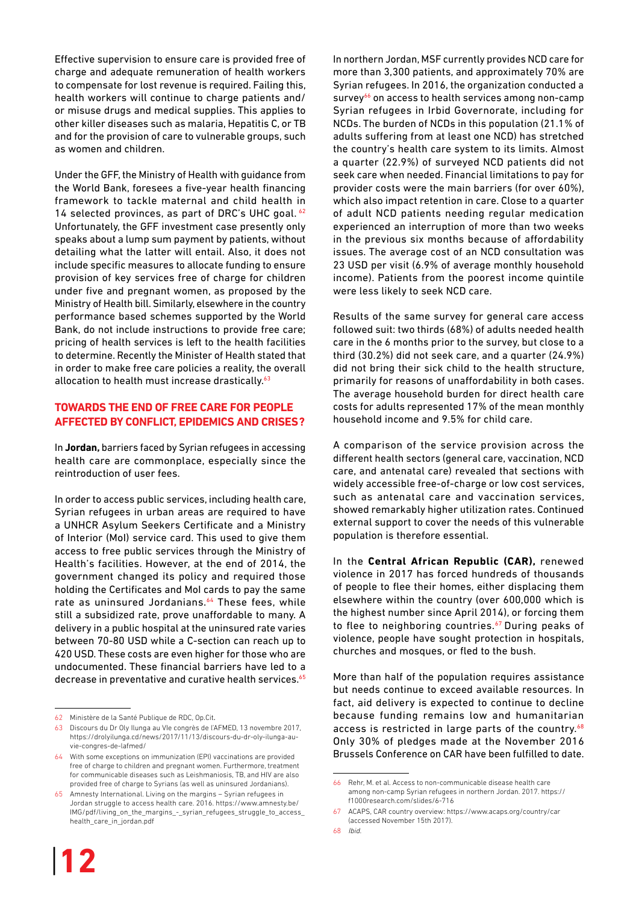Effective supervision to ensure care is provided free of charge and adequate remuneration of health workers to compensate for lost revenue is required. Failing this, health workers will continue to charge patients and/or misuse drugs and medical supplies. This applies to other killer diseases such as malaria, Hepatitis C, or TB and for the provision of care to vulnerable groups, such as women and children.

Under the GFF, the Ministry of Health with guidance from the World Bank, foresees a five-year health financing framework to tackle maternal and child health in 14 selected provinces, as part of DRC's UHC goal.[62] Unfortunately, the GFF investment case presently only speaks about a lump sum payment by patients, without detailing what the latter will entail. Also, it does not include specific measures to allocate funding to ensure provision of key services free of charge for children under five and pregnant women, as proposed by the Ministry of Health bill. Similarly, elsewhere in the country performance based schemes supported by the World Bank, do not include instructions to provide free care; pricing of health services is left to the health facilities to determine. Recently the Minister of Health stated that in order to make free care policies a reality, the overall allocation to health must increase drastically.[63]

## TOWARDS THE END OF FREE CARE FOR PEOPLE AFFECTED BY CONFLICT, EPIDEMICS AND CRISES?

In **Jordan,** barriers faced by Syrian refugees in accessing health care are commonplace, especially since the reintroduction of user fees.

In order to access public services, including health care, Syrian refugees in urban areas are required to have a UNHCR Asylum Seekers Certificate and a Ministry of Interior (MoI) service card. This used to give them access to free public services through the Ministry of Health's facilities. However, at the end of 2014, the government changed its policy and required those holding the Certificates and MoI cards to pay the same rate as uninsured Jordanians.[64] These fees, while still a subsidized rate, prove unaffordable to many. A delivery in a public hospital at the uninsured rate varies between 70-80 USD while a C-section can reach up to 420 USD. These costs are even higher for those who are undocumented. These financial barriers have led to a decrease in preventative and curative health services.[65]

In northern Jordan, MSF currently provides NCD care for more than 3,300 patients, and approximately 70% are Syrian refugees. In 2016, the organization conducted a survey[66] on access to health services among non-camp Syrian refugees in Irbid Governorate, including for NCDs. The burden of NCDs in this population (21.1% of adults suffering from at least one NCD) has stretched the country's health care system to its limits. Almost a quarter (22.9%) of surveyed NCD patients did not seek care when needed. Financial limitations to pay for provider costs were the main barriers (for over 60%), which also impact retention in care. Close to a quarter of adult NCD patients needing regular medication experienced an interruption of more than two weeks in the previous six months because of affordability issues. The average cost of an NCD consultation was 23 USD per visit (6.9% of average monthly household income). Patients from the poorest income quintile were less likely to seek NCD care.

Results of the same survey for general care access followed suit: two thirds (68%) of adults needed health care in the 6 months prior to the survey, but close to a third (30.2%) did not seek care, and a quarter (24.9%) did not bring their sick child to the health structure, primarily for reasons of unaffordability in both cases. The average household burden for direct health care costs for adults represented 17% of the mean monthly household income and 9.5% for child care.

A comparison of the service provision across the different health sectors (general care, vaccination, NCD care, and antenatal care) revealed that sections with widely accessible free-of-charge or low cost services, such as antenatal care and vaccination services, showed remarkably higher utilization rates. Continued external support to cover the needs of this vulnerable population is therefore essential.

In the **Central African Republic (CAR),** renewed violence in 2017 has forced hundreds of thousands of people to flee their homes, either displacing them elsewhere within the country (over 600,000 which is the highest number since April 2014), or forcing them to flee to neighboring countries.[67] During peaks of violence, people have sought protection in hospitals, churches and mosques, or fled to the bush.

More than half of the population requires assistance but needs continue to exceed available resources. In fact, aid delivery is expected to continue to decline because funding remains low and humanitarian access is restricted in large parts of the country.[68] Only 30% of pledges made at the November 2016 Brussels Conference on CAR have been fulfilled to date.

---

62 Ministère de la Santé Publique de RDC, Op.Cit.

63 Discours du Dr Oly Ilunga au VIe congrès de l'AFMED, 13 novembre 2017, https://drolyilunga.cd/news/2017/11/13/discours-du-dr-oly-ilunga-au-vie-congres-de-lafmed/

64 With some exceptions on immunization (EPI) vaccinations are provided free of charge to children and pregnant women. Furthermore, treatment for communicable diseases such as Leishmaniosis, TB, and HIV are also provided free of charge to Syrians (as well as uninsured Jordanians).

65 Amnesty International. Living on the margins – Syrian refugees in Jordan struggle to access health care. 2016. https://www.amnesty.be/IMG/pdf/living_on_the_margins_-_syrian_refugees_struggle_to_access_health_care_in_jordan.pdf

66 Rehr, M. et al. Access to non-communicable disease health care among non-camp Syrian refugees in northern Jordan. 2017. https://f1000research.com/slides/6-716

67 ACAPS, CAR country overview: https://www.acaps.org/country/car (accessed November 15th 2017).

68 *Ibid.*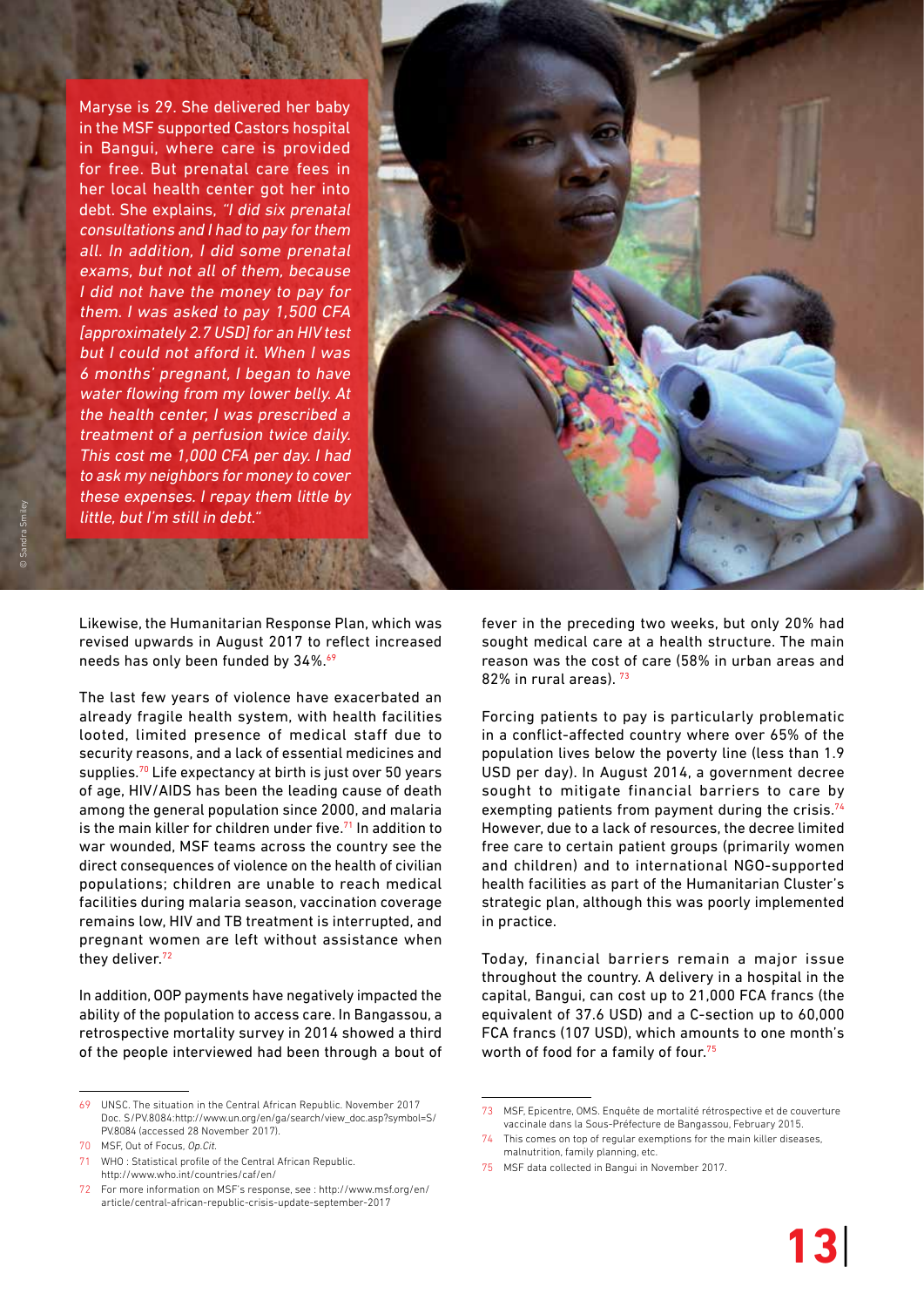Maryse is 29. She delivered her baby in the MSF supported Castors hospital in Bangui, where care is provided for free. But prenatal care fees in her local health center got her into debt. She explains, *"I did six prenatal consultations and I had to pay for them all. In addition, I did some prenatal exams, but not all of them, because I did not have the money to pay for them. I was asked to pay 1,500 CFA [approximately 2.7 USD] for an HIV test but I could not afford it. When I was 6 months' pregnant, I began to have water flowing from my lower belly. At the health center, I was prescribed a treatment of a perfusion twice daily. This cost me 1,000 CFA per day. I had to ask my neighbors for money to cover these expenses. I repay them little by little, but I'm still in debt."*

© Sandra Smiley

Likewise, the Humanitarian Response Plan, which was revised upwards in August 2017 to reflect increased needs has only been funded by 34%.[69]

The last few years of violence have exacerbated an already fragile health system, with health facilities looted, limited presence of medical staff due to security reasons, and a lack of essential medicines and supplies.[70] Life expectancy at birth is just over 50 years of age, HIV/AIDS has been the leading cause of death among the general population since 2000, and malaria is the main killer for children under five.[71] In addition to war wounded, MSF teams across the country see the direct consequences of violence on the health of civilian populations; children are unable to reach medical facilities during malaria season, vaccination coverage remains low, HIV and TB treatment is interrupted, and pregnant women are left without assistance when they deliver.[72]

In addition, OOP payments have negatively impacted the ability of the population to access care. In Bangassou, a retrospective mortality survey in 2014 showed a third of the people interviewed had been through a bout of fever in the preceding two weeks, but only 20% had sought medical care at a health structure. The main reason was the cost of care (58% in urban areas and 82% in rural areas). [73]

Forcing patients to pay is particularly problematic in a conflict-affected country where over 65% of the population lives below the poverty line (less than 1.9 USD per day). In August 2014, a government decree sought to mitigate financial barriers to care by exempting patients from payment during the crisis.[74] However, due to a lack of resources, the decree limited free care to certain patient groups (primarily women and children) and to international NGO-supported health facilities as part of the Humanitarian Cluster's strategic plan, although this was poorly implemented in practice.

Today, financial barriers remain a major issue throughout the country. A delivery in a hospital in the capital, Bangui, can cost up to 21,000 FCA francs (the equivalent of 37.6 USD) and a C-section up to 60,000 FCA francs (107 USD), which amounts to one month's worth of food for a family of four.[75]

---

69 UNSC. The situation in the Central African Republic. November 2017 Doc. S/PV.8084:http://www.un.org/en/ga/search/view_doc.asp?symbol=S/PV.8084 (accessed 28 November 2017).

70 MSF, Out of Focus, *Op.Cit.*

71 WHO : Statistical profile of the Central African Republic. http://www.who.int/countries/caf/en/

72 For more information on MSF's response, see : http://www.msf.org/en/article/central-african-republic-crisis-update-september-2017

73 MSF, Epicentre, OMS. Enquête de mortalité rétrospective et de couverture vaccinale dans la Sous-Préfecture de Bangassou, February 2015.

74 This comes on top of regular exemptions for the main killer diseases, malnutrition, family planning, etc.

75 MSF data collected in Bangui in November 2017.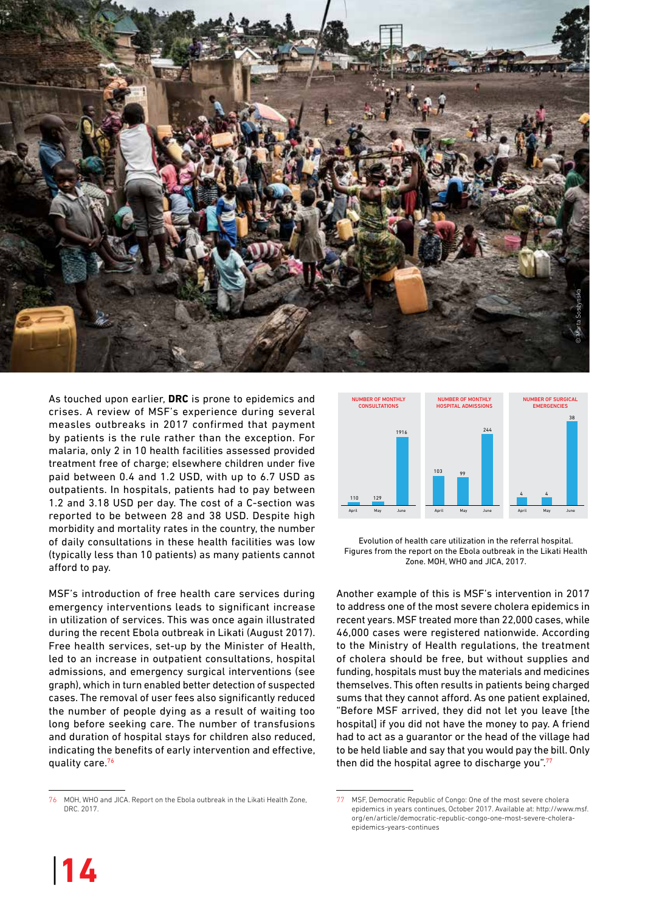As touched upon earlier, **DRC** is prone to epidemics and crises. A review of MSF's experience during several measles outbreaks in 2017 confirmed that payment by patients is the rule rather than the exception. For malaria, only 2 in 10 health facilities assessed provided treatment free of charge; elsewhere children under five paid between 0.4 and 1.2 USD, with up to 6.7 USD as outpatients. In hospitals, patients had to pay between 1.2 and 3.18 USD per day. The cost of a C-section was reported to be between 28 and 38 USD. Despite high morbidity and mortality rates in the country, the number of daily consultations in these health facilities was low (typically less than 10 patients) as many patients cannot afford to pay.

MSF's introduction of free health care services during emergency interventions leads to significant increase in utilization of services. This was once again illustrated during the recent Ebola outbreak in Likati (August 2017). Free health services, set-up by the Minister of Health, led to an increase in outpatient consultations, hospital admissions, and emergency surgical interventions (see graph), which in turn enabled better detection of suspected cases. The removal of user fees also significantly reduced the number of people dying as a result of waiting too long before seeking care. The number of transfusions and duration of hospital stays for children also reduced, indicating the benefits of early intervention and effective, quality care.[76]

| | April | May | June |
|---|---|---|---|
| Number of monthly consultations | 110 | 129 | 1916 |
| Number of monthly hospital admissions | 103 | 99 | 244 |
| Number of surgical emergencies | 4 | 4 | 38 |

Evolution of health care utilization in the referral hospital. Figures from the report on the Ebola outbreak in the Likati Health Zone. MOH, WHO and JICA, 2017.

Another example of this is MSF's intervention in 2017 to address one of the most severe cholera epidemics in recent years. MSF treated more than 22,000 cases, while 46,000 cases were registered nationwide. According to the Ministry of Health regulations, the treatment of cholera should be free, but without supplies and funding, hospitals must buy the materials and medicines themselves. This often results in patients being charged sums that they cannot afford. As one patient explained, "Before MSF arrived, they did not let you leave [the hospital] if you did not have the money to pay. A friend had to act as a guarantor or the head of the village had to be held liable and say that you would pay the bill. Only then did the hospital agree to discharge you".[77]

76 MOH, WHO and JICA. Report on the Ebola outbreak in the Likati Health Zone, DRC. 2017.

77 MSF, Democratic Republic of Congo: One of the most severe cholera epidemics in years continues, October 2017. Available at: http://www.msf.org/en/article/democratic-republic-congo-one-most-severe-cholera-epidemics-years-continues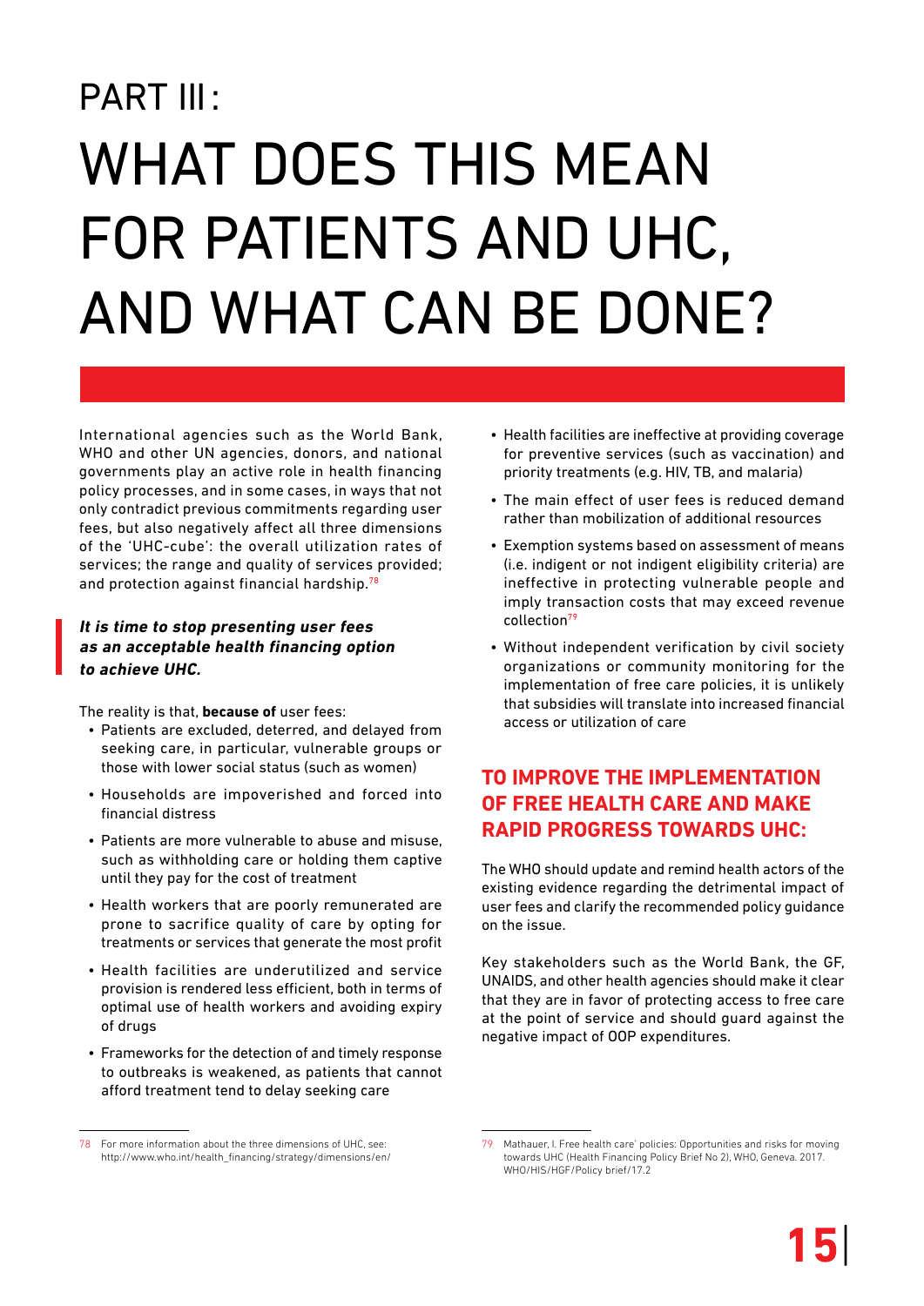# PART III: WHAT DOES THIS MEAN FOR PATIENTS AND UHC, AND WHAT CAN BE DONE?

International agencies such as the World Bank, WHO and other UN agencies, donors, and national governments play an active role in health financing policy processes, and in some cases, in ways that not only contradict previous commitments regarding user fees, but also negatively affect all three dimensions of the 'UHC-cube': the overall utilization rates of services; the range and quality of services provided; and protection against financial hardship.[78]

***It is time to stop presenting user fees as an acceptable health financing option to achieve UHC.***

The reality is that, **because of** user fees:

- Patients are excluded, deterred, and delayed from seeking care, in particular, vulnerable groups or those with lower social status (such as women)
- Households are impoverished and forced into financial distress
- Patients are more vulnerable to abuse and misuse, such as withholding care or holding them captive until they pay for the cost of treatment
- Health workers that are poorly remunerated are prone to sacrifice quality of care by opting for treatments or services that generate the most profit
- Health facilities are underutilized and service provision is rendered less efficient, both in terms of optimal use of health workers and avoiding expiry of drugs
- Frameworks for the detection of and timely response to outbreaks is weakened, as patients that cannot afford treatment tend to delay seeking care
- Health facilities are ineffective at providing coverage for preventive services (such as vaccination) and priority treatments (e.g. HIV, TB, and malaria)
- The main effect of user fees is reduced demand rather than mobilization of additional resources
- Exemption systems based on assessment of means (i.e. indigent or not indigent eligibility criteria) are ineffective in protecting vulnerable people and imply transaction costs that may exceed revenue collection[79]
- Without independent verification by civil society organizations or community monitoring for the implementation of free care policies, it is unlikely that subsidies will translate into increased financial access or utilization of care

## TO IMPROVE THE IMPLEMENTATION OF FREE HEALTH CARE AND MAKE RAPID PROGRESS TOWARDS UHC:

The WHO should update and remind health actors of the existing evidence regarding the detrimental impact of user fees and clarify the recommended policy guidance on the issue.

Key stakeholders such as the World Bank, the GF, UNAIDS, and other health agencies should make it clear that they are in favor of protecting access to free care at the point of service and should guard against the negative impact of OOP expenditures.

---

78 For more information about the three dimensions of UHC, see: http://www.who.int/health_financing/strategy/dimensions/en/

79 Mathauer, I. Free health care' policies: Opportunities and risks for moving towards UHC (Health Financing Policy Brief No 2), WHO, Geneva. 2017. WHO/HIS/HGF/Policy brief/17.2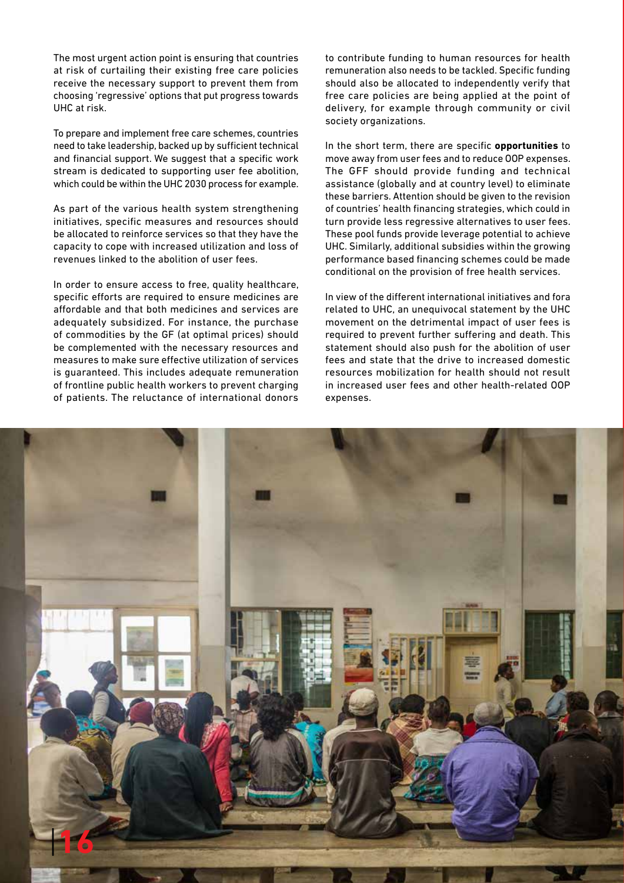The most urgent action point is ensuring that countries at risk of curtailing their existing free care policies receive the necessary support to prevent them from choosing 'regressive' options that put progress towards UHC at risk.

To prepare and implement free care schemes, countries need to take leadership, backed up by sufficient technical and financial support. We suggest that a specific work stream is dedicated to supporting user fee abolition, which could be within the UHC 2030 process for example.

As part of the various health system strengthening initiatives, specific measures and resources should be allocated to reinforce services so that they have the capacity to cope with increased utilization and loss of revenues linked to the abolition of user fees.

In order to ensure access to free, quality healthcare, specific efforts are required to ensure medicines are affordable and that both medicines and services are adequately subsidized. For instance, the purchase of commodities by the GF (at optimal prices) should be complemented with the necessary resources and measures to make sure effective utilization of services is guaranteed. This includes adequate remuneration of frontline public health workers to prevent charging of patients. The reluctance of international donors to contribute funding to human resources for health remuneration also needs to be tackled. Specific funding should also be allocated to independently verify that free care policies are being applied at the point of delivery, for example through community or civil society organizations.

In the short term, there are specific **opportunities** to move away from user fees and to reduce OOP expenses. The GFF should provide funding and technical assistance (globally and at country level) to eliminate these barriers. Attention should be given to the revision of countries' health financing strategies, which could in turn provide less regressive alternatives to user fees. These pool funds provide leverage potential to achieve UHC. Similarly, additional subsidies within the growing performance based financing schemes could be made conditional on the provision of free health services.

In view of the different international initiatives and fora related to UHC, an unequivocal statement by the UHC movement on the detrimental impact of user fees is required to prevent further suffering and death. This statement should also push for the abolition of user fees and state that the drive to increased domestic resources mobilization for health should not result in increased user fees and other health-related OOP expenses.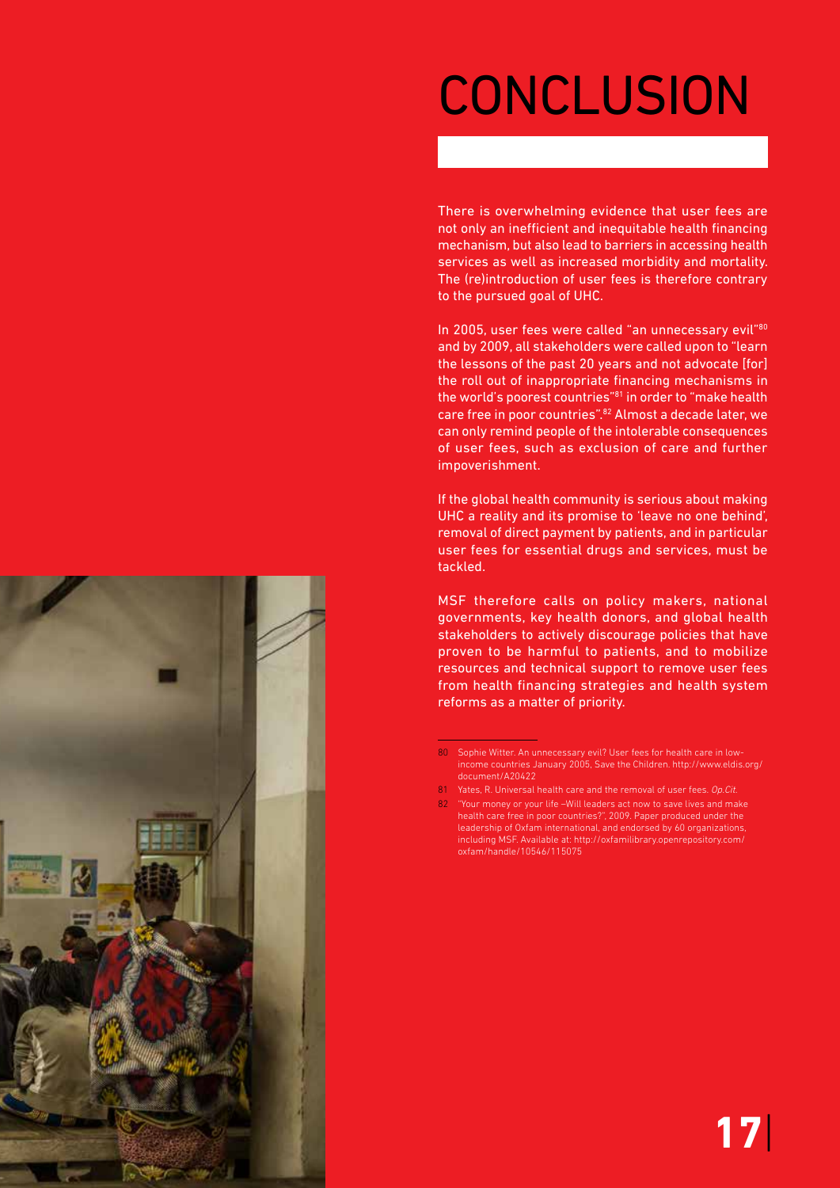# CONCLUSION

There is overwhelming evidence that user fees are not only an inefficient and inequitable health financing mechanism, but also lead to barriers in accessing health services as well as increased morbidity and mortality. The (re)introduction of user fees is therefore contrary to the pursued goal of UHC.

In 2005, user fees were called "an unnecessary evil"[80] and by 2009, all stakeholders were called upon to "learn the lessons of the past 20 years and not advocate [for] the roll out of inappropriate financing mechanisms in the world's poorest countries"[81] in order to "make health care free in poor countries".[82] Almost a decade later, we can only remind people of the intolerable consequences of user fees, such as exclusion of care and further impoverishment.

If the global health community is serious about making UHC a reality and its promise to 'leave no one behind', removal of direct payment by patients, and in particular user fees for essential drugs and services, must be tackled.

MSF therefore calls on policy makers, national governments, key health donors, and global health stakeholders to actively discourage policies that have proven to be harmful to patients, and to mobilize resources and technical support to remove user fees from health financing strategies and health system reforms as a matter of priority.

---

80 Sophie Witter. An unnecessary evil? User fees for health care in low-income countries January 2005, Save the Children. http://www.eldis.org/document/A20422

81 Yates, R. Universal health care and the removal of user fees. *Op.Cit.*

82 "Your money or your life –Will leaders act now to save lives and make health care free in poor countries?", 2009. Paper produced under the leadership of Oxfam international, and endorsed by 60 organizations, including MSF. Available at: http://oxfamilibrary.openrepository.com/oxfam/handle/10546/115075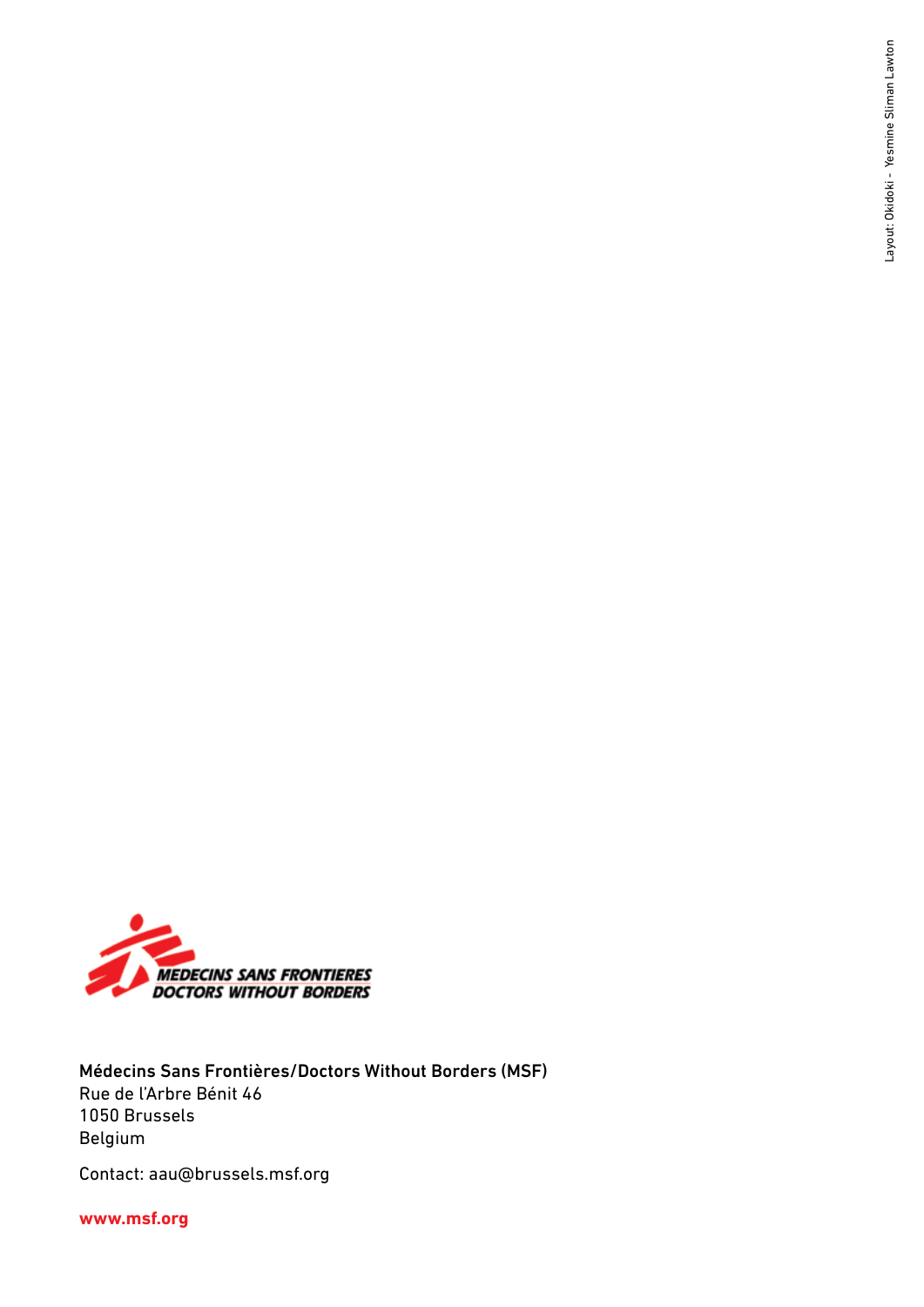Layout: Okidoki - Yesmine Sliman Lawton

MEDECINS SANS FRONTIERES
DOCTORS WITHOUT BORDERS

**Médecins Sans Frontières/Doctors Without Borders (MSF)**
Rue de l'Arbre Bénit 46
1050 Brussels
Belgium

Contact: aau@brussels.msf.org

**www.msf.org**